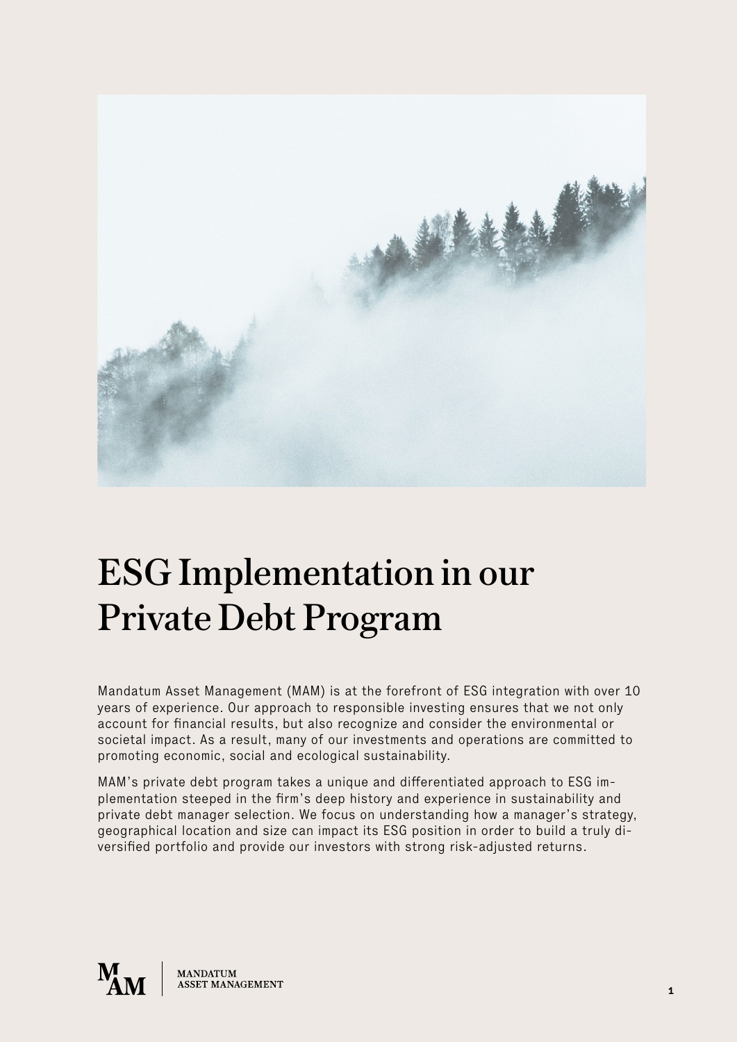# ESG Implementation in our Private Debt Program

Mandatum Asset Management (MAM) is at the forefront of ESG integration with over 10 years of experience. Our approach to responsible investing ensures that we not only account for financial results, but also recognize and consider the environmental or societal impact. As a result, many of our investments and operations are committed to promoting economic, social and ecological sustainability.

MAM's private debt program takes a unique and differentiated approach to ESG implementation steeped in the firm's deep history and experience in sustainability and private debt manager selection. We focus on understanding how a manager's strategy, geographical location and size can impact its ESG position in order to build a truly diversified portfolio and provide our investors with strong risk-adjusted returns.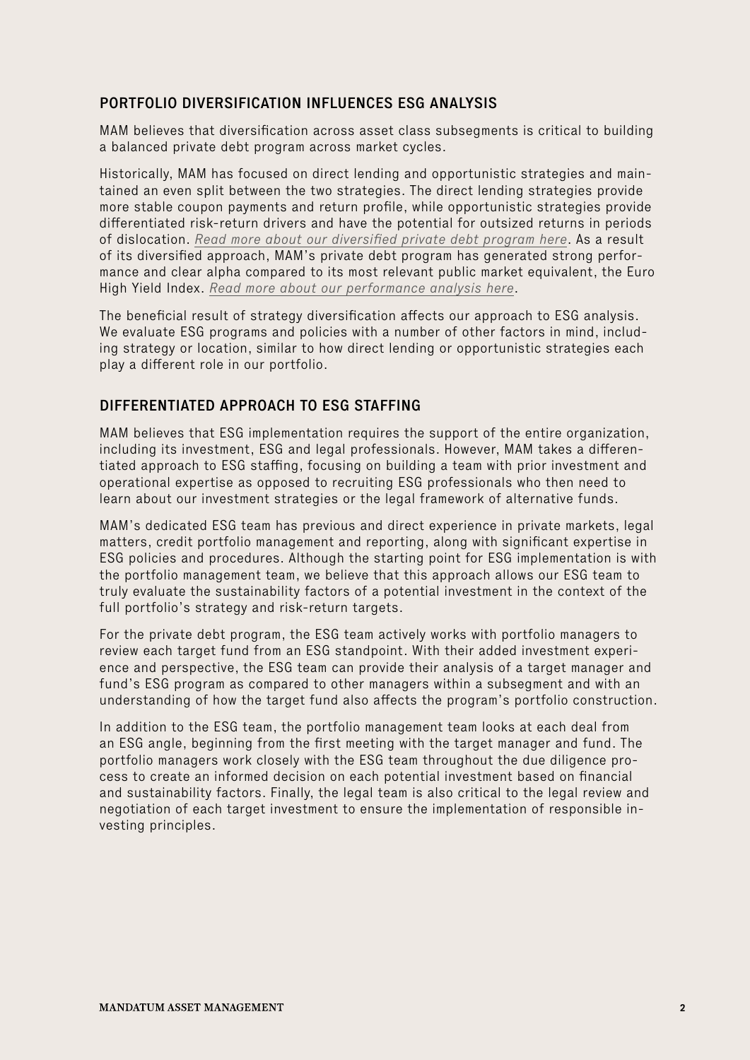## PORTFOLIO DIVERSIFICATION INFLUENCES ESG ANALYSIS

MAM believes that diversification across asset class subsegments is critical to building a balanced private debt program across market cycles.

Historically, MAM has focused on direct lending and opportunistic strategies and maintained an even split between the two strategies. The direct lending strategies provide more stable coupon payments and return profile, while opportunistic strategies provide differentiated risk-return drivers and have the potential for outsized returns in periods of dislocation. *Read more about our diversified private debt program here*. As a result of its diversified approach, MAM's private debt program has generated strong performance and clear alpha compared to its most relevant public market equivalent, the Euro High Yield Index. *Read more about our performance analysis here*.

The beneficial result of strategy diversification affects our approach to ESG analysis. We evaluate ESG programs and policies with a number of other factors in mind, including strategy or location, similar to how direct lending or opportunistic strategies each play a different role in our portfolio.

## DIFFERENTIATED APPROACH TO ESG STAFFING

MAM believes that ESG implementation requires the support of the entire organization, including its investment, ESG and legal professionals. However, MAM takes a differentiated approach to ESG staffing, focusing on building a team with prior investment and operational expertise as opposed to recruiting ESG professionals who then need to learn about our investment strategies or the legal framework of alternative funds.

MAM's dedicated ESG team has previous and direct experience in private markets, legal matters, credit portfolio management and reporting, along with significant expertise in ESG policies and procedures. Although the starting point for ESG implementation is with the portfolio management team, we believe that this approach allows our ESG team to truly evaluate the sustainability factors of a potential investment in the context of the full portfolio's strategy and risk-return targets.

For the private debt program, the ESG team actively works with portfolio managers to review each target fund from an ESG standpoint. With their added investment experience and perspective, the ESG team can provide their analysis of a target manager and fund's ESG program as compared to other managers within a subsegment and with an understanding of how the target fund also affects the program's portfolio construction.

In addition to the ESG team, the portfolio management team looks at each deal from an ESG angle, beginning from the first meeting with the target manager and fund. The portfolio managers work closely with the ESG team throughout the due diligence process to create an informed decision on each potential investment based on financial and sustainability factors. Finally, the legal team is also critical to the legal review and negotiation of each target investment to ensure the implementation of responsible investing principles.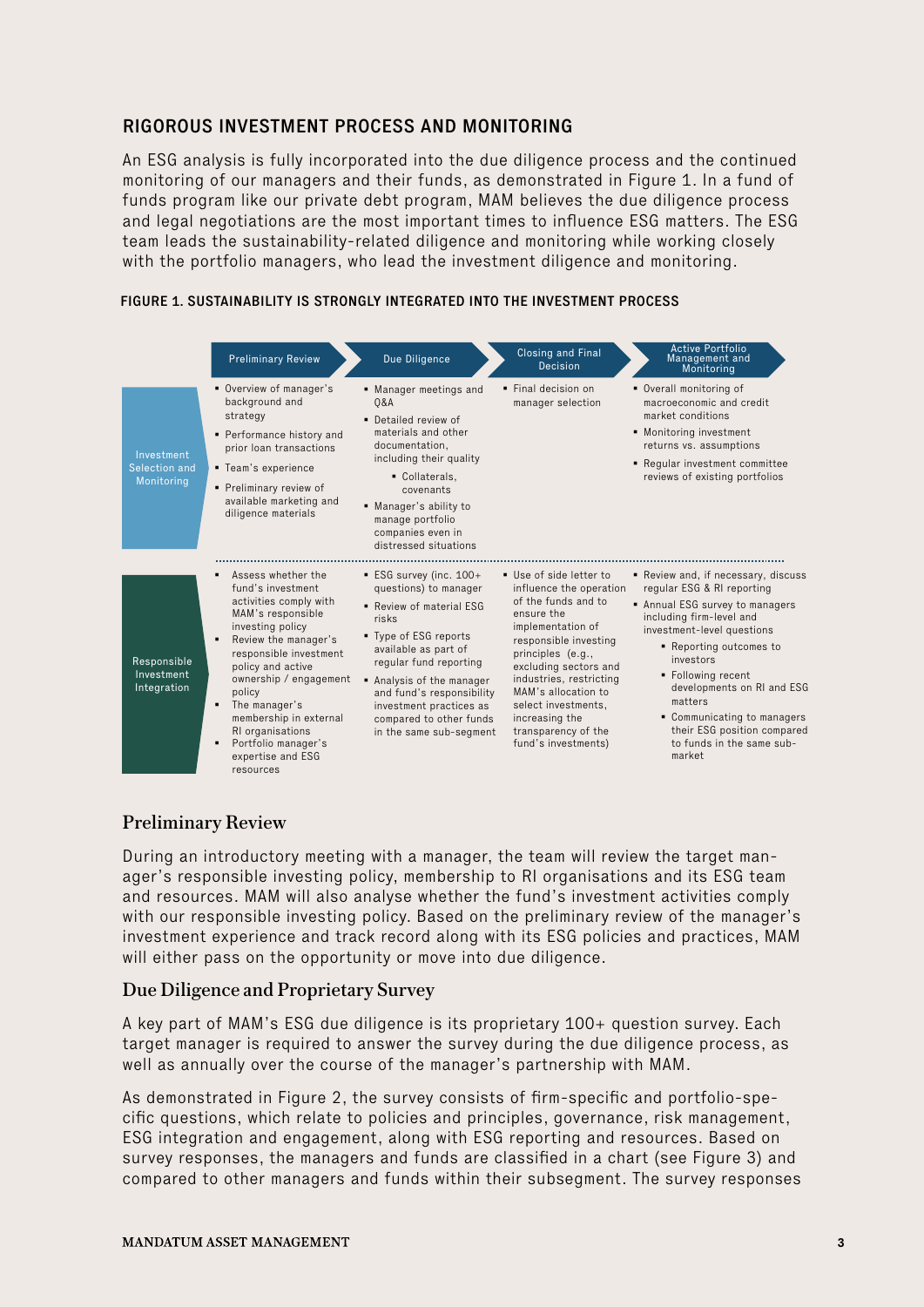## RIGOROUS INVESTMENT PROCESS AND MONITORING

An ESG analysis is fully incorporated into the due diligence process and the continued monitoring of our managers and their funds, as demonstrated in Figure 1. In a fund of funds program like our private debt program, MAM believes the due diligence process and legal negotiations are the most important times to influence ESG matters. The ESG team leads the sustainability-related diligence and monitoring while working closely with the portfolio managers, who lead the investment diligence and monitoring.

**FIGURE 1. SUSTAINABILITY IS STRONGLY INTEGRATED INTO THE INVESTMENT PROCESS**

| | Preliminary Review | Due Diligence | Closing and Final Decision | Active Portfolio Management and Monitoring |
|---|---|---|---|---|
| Investment Selection and Monitoring | ▪ Overview of manager's background and strategy<br>▪ Performance history and prior loan transactions<br>▪ Team's experience<br>▪ Preliminary review of available marketing and diligence materials | ▪ Manager meetings and Q&A<br>▪ Detailed review of materials and other documentation, including their quality<br>  ▪ Collaterals, covenants<br>▪ Manager's ability to manage portfolio companies even in distressed situations | ▪ Final decision on manager selection | ▪ Overall monitoring of macroeconomic and credit market conditions<br>▪ Monitoring investment returns vs. assumptions<br>▪ Regular investment committee reviews of existing portfolios |
| Responsible Investment Integration | ▪ Assess whether the fund's investment activities comply with MAM's responsible investing policy<br>▪ Review the manager's responsible investment policy and active ownership / engagement policy<br>▪ The manager's membership in external RI organisations<br>▪ Portfolio manager's expertise and ESG resources | ▪ ESG survey (inc. 100+ questions) to manager<br>▪ Review of material ESG risks<br>▪ Type of ESG reports available as part of regular fund reporting<br>▪ Analysis of the manager and fund's responsibility investment practices as compared to other funds in the same sub-segment | ▪ Use of side letter to influence the operation of the funds and to ensure the implementation of responsible investing principles (e.g., excluding sectors and industries, restricting MAM's allocation to select investments, increasing the transparency of the fund's investments) | ▪ Review and, if necessary, discuss regular ESG & RI reporting<br>▪ Annual ESG survey to managers including firm-level and investment-level questions<br>  ▪ Reporting outcomes to investors<br>  ▪ Following recent developments on RI and ESG matters<br>  ▪ Communicating to managers their ESG position compared to funds in the same sub-market |

### Preliminary Review

During an introductory meeting with a manager, the team will review the target manager's responsible investing policy, membership to RI organisations and its ESG team and resources. MAM will also analyse whether the fund's investment activities comply with our responsible investing policy. Based on the preliminary review of the manager's investment experience and track record along with its ESG policies and practices, MAM will either pass on the opportunity or move into due diligence.

### Due Diligence and Proprietary Survey

A key part of MAM's ESG due diligence is its proprietary 100+ question survey. Each target manager is required to answer the survey during the due diligence process, as well as annually over the course of the manager's partnership with MAM.

As demonstrated in Figure 2, the survey consists of firm-specific and portfolio-specific questions, which relate to policies and principles, governance, risk management, ESG integration and engagement, along with ESG reporting and resources. Based on survey responses, the managers and funds are classified in a chart (see Figure 3) and compared to other managers and funds within their subsegment. The survey responses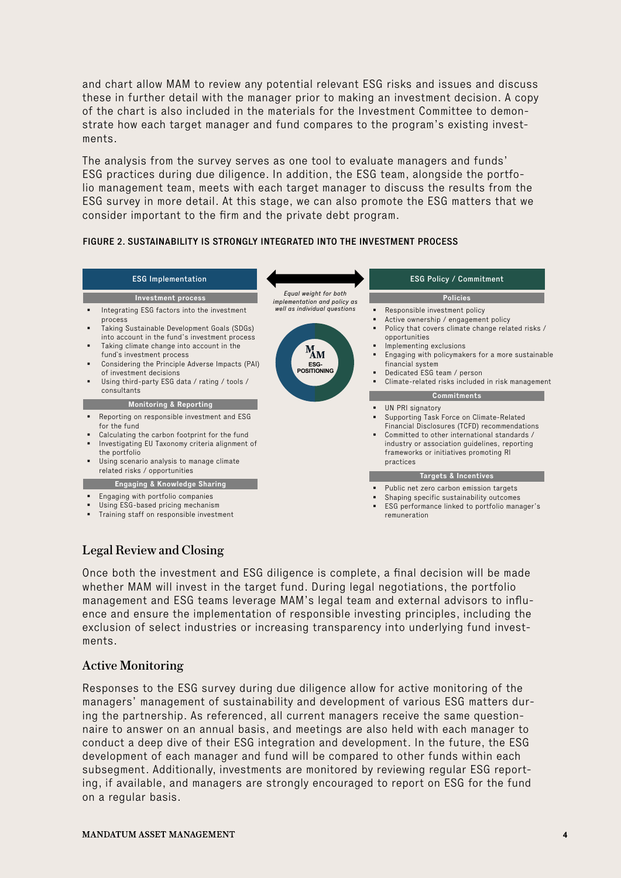and chart allow MAM to review any potential relevant ESG risks and issues and discuss these in further detail with the manager prior to making an investment decision. A copy of the chart is also included in the materials for the Investment Committee to demonstrate how each target manager and fund compares to the program's existing investments.

The analysis from the survey serves as one tool to evaluate managers and funds' ESG practices during due diligence. In addition, the ESG team, alongside the portfolio management team, meets with each target manager to discuss the results from the ESG survey in more detail. At this stage, we can also promote the ESG matters that we consider important to the firm and the private debt program.

**FIGURE 2. SUSTAINABILITY IS STRONGLY INTEGRATED INTO THE INVESTMENT PROCESS**

**ESG Implementation**

**Investment process**

- Integrating ESG factors into the investment process
- Taking Sustainable Development Goals (SDGs) into account in the fund's investment process
- Taking climate change into account in the fund's investment process
- Considering the Principle Adverse Impacts (PAI) of investment decisions
- Using third-party ESG data / rating / tools / consultants

**Monitoring & Reporting**

- Reporting on responsible investment and ESG for the fund
- Calculating the carbon footprint for the fund
- Investigating EU Taxonomy criteria alignment of the portfolio
- Using scenario analysis to manage climate related risks / opportunities

**Engaging & Knowledge Sharing**

- Engaging with portfolio companies
- Using ESG-based pricing mechanism
- Training staff on responsible investment

*Equal weight for both implementation and policy as well as individual questions*

MAM ESG-POSITIONING

**ESG Policy / Commitment**

**Policies**

- Responsible investment policy
- Active ownership / engagement policy
- Policy that covers climate change related risks / opportunities
- Implementing exclusions
- Engaging with policymakers for a more sustainable financial system
- Dedicated ESG team / person
- Climate-related risks included in risk management

**Commitments**

- UN PRI signatory
- Supporting Task Force on Climate-Related Financial Disclosures (TCFD) recommendations
- Committed to other international standards / industry or association guidelines, reporting frameworks or initiatives promoting RI practices

**Targets & Incentives**

- Public net zero carbon emission targets
- Shaping specific sustainability outcomes
- ESG performance linked to portfolio manager's remuneration

## Legal Review and Closing

Once both the investment and ESG diligence is complete, a final decision will be made whether MAM will invest in the target fund. During legal negotiations, the portfolio management and ESG teams leverage MAM's legal team and external advisors to influence and ensure the implementation of responsible investing principles, including the exclusion of select industries or increasing transparency into underlying fund investments.

## Active Monitoring

Responses to the ESG survey during due diligence allow for active monitoring of the managers' management of sustainability and development of various ESG matters during the partnership. As referenced, all current managers receive the same questionnaire to answer on an annual basis, and meetings are also held with each manager to conduct a deep dive of their ESG integration and development. In the future, the ESG development of each manager and fund will be compared to other funds within each subsegment. Additionally, investments are monitored by reviewing regular ESG reporting, if available, and managers are strongly encouraged to report on ESG for the fund on a regular basis.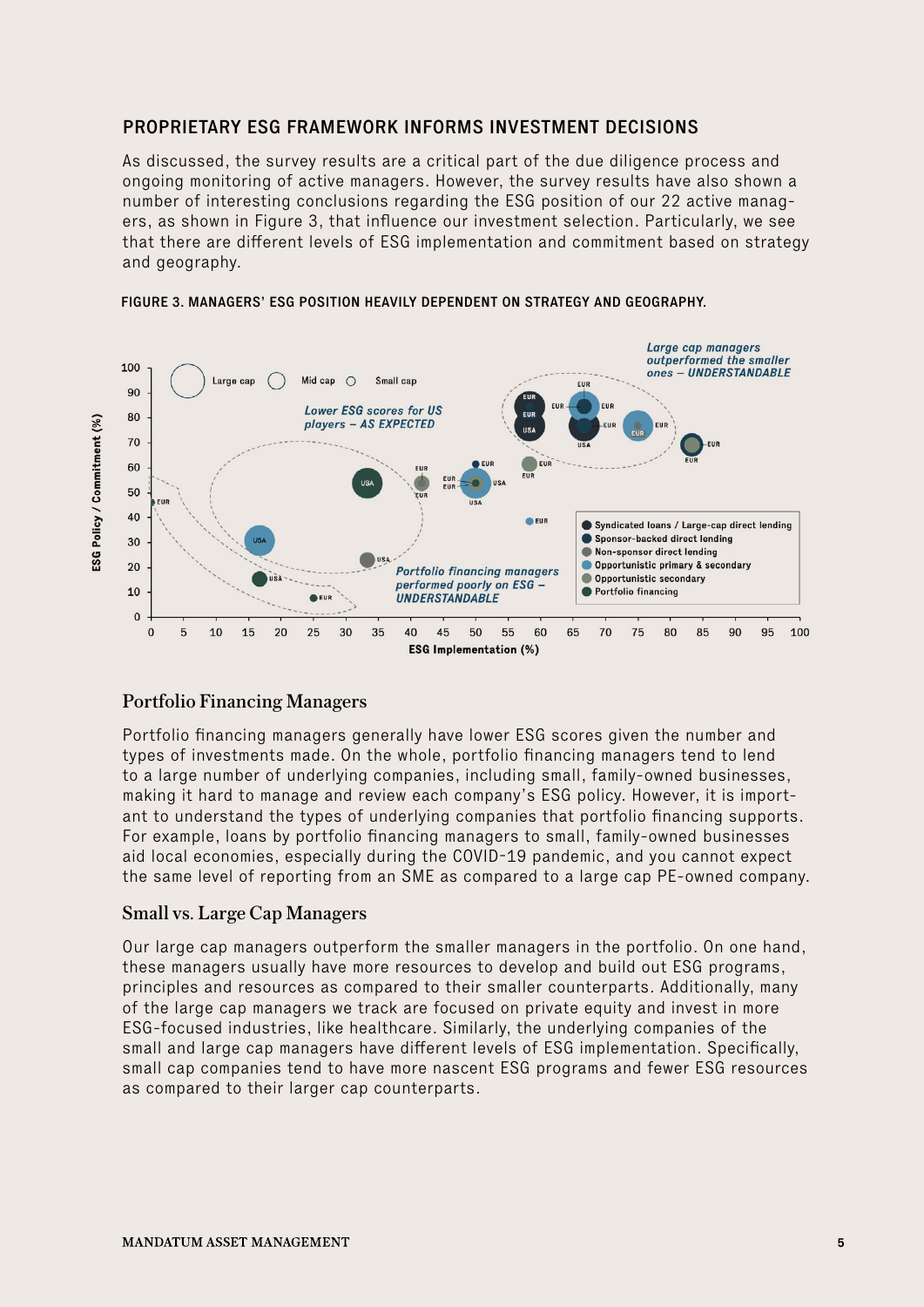## PROPRIETARY ESG FRAMEWORK INFORMS INVESTMENT DECISIONS

As discussed, the survey results are a critical part of the due diligence process and ongoing monitoring of active managers. However, the survey results have also shown a number of interesting conclusions regarding the ESG position of our 22 active managers, as shown in Figure 3, that influence our investment selection. Particularly, we see that there are different levels of ESG implementation and commitment based on strategy and geography.

**FIGURE 3. MANAGERS' ESG POSITION HEAVILY DEPENDENT ON STRATEGY AND GEOGRAPHY.**

### Portfolio Financing Managers

Portfolio financing managers generally have lower ESG scores given the number and types of investments made. On the whole, portfolio financing managers tend to lend to a large number of underlying companies, including small, family-owned businesses, making it hard to manage and review each company's ESG policy. However, it is important to understand the types of underlying companies that portfolio financing supports. For example, loans by portfolio financing managers to small, family-owned businesses aid local economies, especially during the COVID-19 pandemic, and you cannot expect the same level of reporting from an SME as compared to a large cap PE-owned company.

### Small vs. Large Cap Managers

Our large cap managers outperform the smaller managers in the portfolio. On one hand, these managers usually have more resources to develop and build out ESG programs, principles and resources as compared to their smaller counterparts. Additionally, many of the large cap managers we track are focused on private equity and invest in more ESG-focused industries, like healthcare. Similarly, the underlying companies of the small and large cap managers have different levels of ESG implementation. Specifically, small cap companies tend to have more nascent ESG programs and fewer ESG resources as compared to their larger cap counterparts.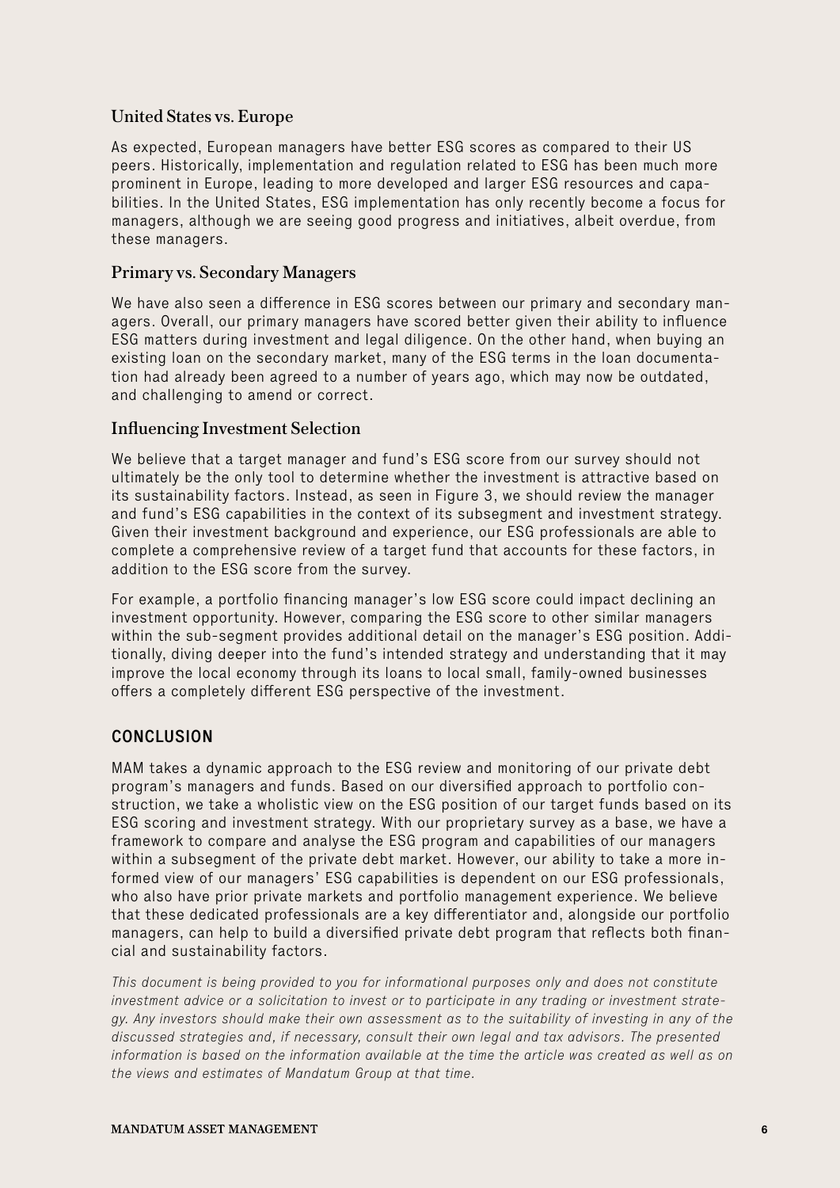### United States vs. Europe

As expected, European managers have better ESG scores as compared to their US peers. Historically, implementation and regulation related to ESG has been much more prominent in Europe, leading to more developed and larger ESG resources and capabilities. In the United States, ESG implementation has only recently become a focus for managers, although we are seeing good progress and initiatives, albeit overdue, from these managers.

### Primary vs. Secondary Managers

We have also seen a difference in ESG scores between our primary and secondary managers. Overall, our primary managers have scored better given their ability to influence ESG matters during investment and legal diligence. On the other hand, when buying an existing loan on the secondary market, many of the ESG terms in the loan documentation had already been agreed to a number of years ago, which may now be outdated, and challenging to amend or correct.

### Influencing Investment Selection

We believe that a target manager and fund's ESG score from our survey should not ultimately be the only tool to determine whether the investment is attractive based on its sustainability factors. Instead, as seen in Figure 3, we should review the manager and fund's ESG capabilities in the context of its subsegment and investment strategy. Given their investment background and experience, our ESG professionals are able to complete a comprehensive review of a target fund that accounts for these factors, in addition to the ESG score from the survey.

For example, a portfolio financing manager's low ESG score could impact declining an investment opportunity. However, comparing the ESG score to other similar managers within the sub-segment provides additional detail on the manager's ESG position. Additionally, diving deeper into the fund's intended strategy and understanding that it may improve the local economy through its loans to local small, family-owned businesses offers a completely different ESG perspective of the investment.

## CONCLUSION

MAM takes a dynamic approach to the ESG review and monitoring of our private debt program's managers and funds. Based on our diversified approach to portfolio construction, we take a wholistic view on the ESG position of our target funds based on its ESG scoring and investment strategy. With our proprietary survey as a base, we have a framework to compare and analyse the ESG program and capabilities of our managers within a subsegment of the private debt market. However, our ability to take a more informed view of our managers' ESG capabilities is dependent on our ESG professionals, who also have prior private markets and portfolio management experience. We believe that these dedicated professionals are a key differentiator and, alongside our portfolio managers, can help to build a diversified private debt program that reflects both financial and sustainability factors.

*This document is being provided to you for informational purposes only and does not constitute investment advice or a solicitation to invest or to participate in any trading or investment strategy. Any investors should make their own assessment as to the suitability of investing in any of the discussed strategies and, if necessary, consult their own legal and tax advisors. The presented information is based on the information available at the time the article was created as well as on the views and estimates of Mandatum Group at that time.*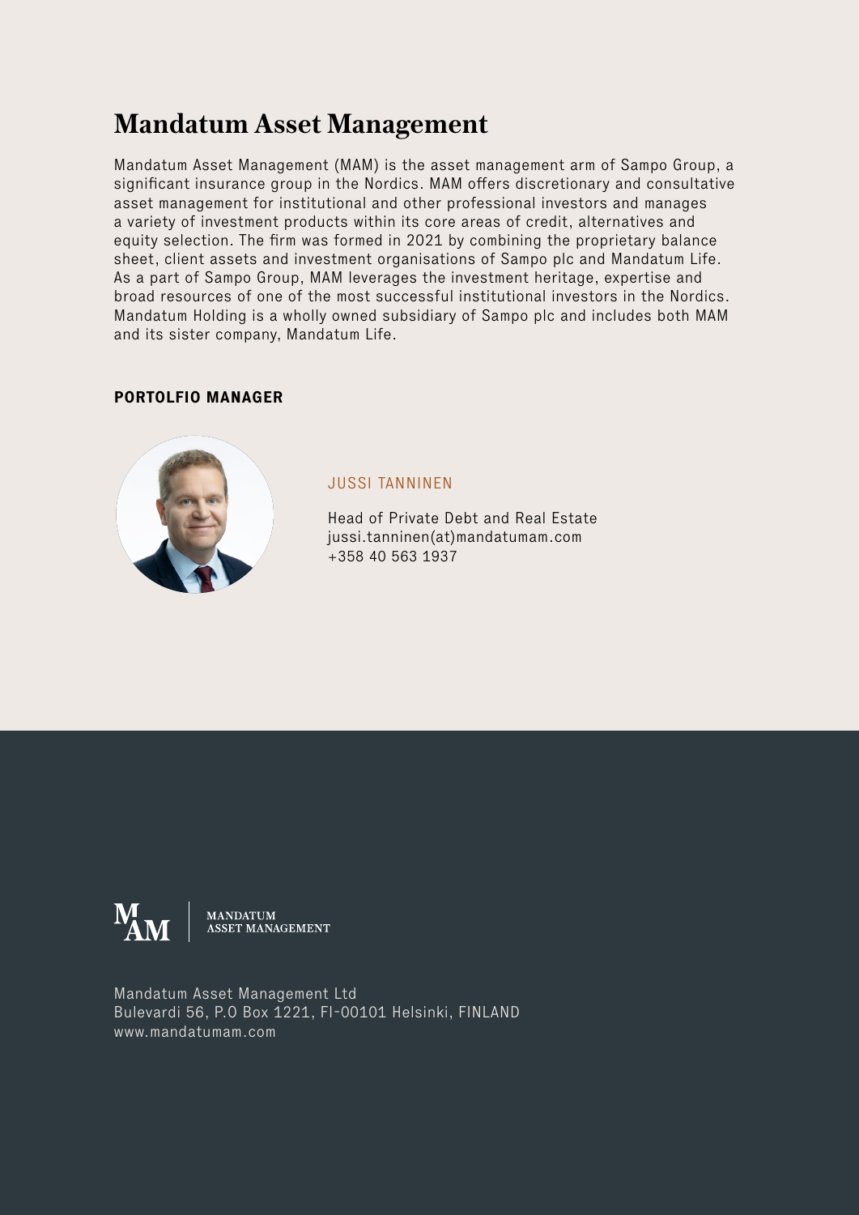# Mandatum Asset Management

Mandatum Asset Management (MAM) is the asset management arm of Sampo Group, a significant insurance group in the Nordics. MAM offers discretionary and consultative asset management for institutional and other professional investors and manages a variety of investment products within its core areas of credit, alternatives and equity selection. The firm was formed in 2021 by combining the proprietary balance sheet, client assets and investment organisations of Sampo plc and Mandatum Life. As a part of Sampo Group, MAM leverages the investment heritage, expertise and broad resources of one of the most successful institutional investors in the Nordics. Mandatum Holding is a wholly owned subsidiary of Sampo plc and includes both MAM and its sister company, Mandatum Life.

**PORTOLFIO MANAGER**

JUSSI TANNINEN

Head of Private Debt and Real Estate
jussi.tanninen(at)mandatumam.com
+358 40 563 1937

MANDATUM
ASSET MANAGEMENT

Mandatum Asset Management Ltd
Bulevardi 56, P.O Box 1221, FI-00101 Helsinki, FINLAND
www.mandatumam.com